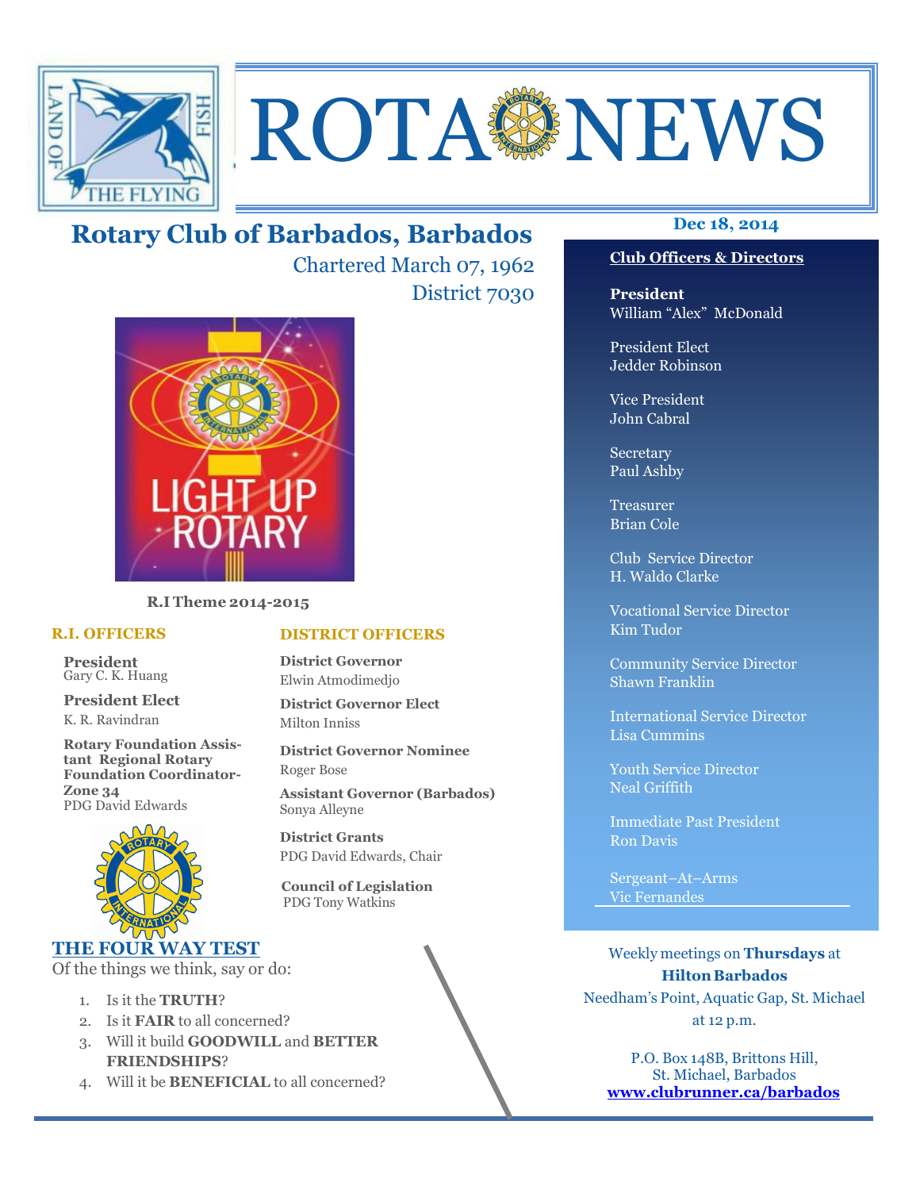# ROTA NEWS

## Rotary Club of Barbados, Barbados

Chartered March 07, 1962

District 7030

**Dec 18, 2014**

R.I Theme 2014-2015

### R.I. OFFICERS

**President**
Gary C. K. Huang

**President Elect**
K. R. Ravindran

**Rotary Foundation Assistant Regional Rotary Foundation Coordinator-Zone 34**
PDG David Edwards

### DISTRICT OFFICERS

**District Governor**
Elwin Atmodimedjo

**District Governor Elect**
Milton Inniss

**District Governor Nominee**
Roger Bose

**Assistant Governor (Barbados)**
Sonya Alleyne

**District Grants**
PDG David Edwards, Chair

**Council of Legislation**
PDG Tony Watkins

### THE FOUR WAY TEST

Of the things we think, say or do:

1. Is it the **TRUTH**?
2. Is it **FAIR** to all concerned?
3. Will it build **GOODWILL** and **BETTER FRIENDSHIPS**?
4. Will it be **BENEFICIAL** to all concerned?

### Club Officers & Directors

**President**
William "Alex" McDonald

President Elect
Jedder Robinson

Vice President
John Cabral

Secretary
Paul Ashby

Treasurer
Brian Cole

Club Service Director
H. Waldo Clarke

Vocational Service Director
Kim Tudor

Community Service Director
Shawn Franklin

International Service Director
Lisa Cummins

Youth Service Director
Neal Griffith

Immediate Past President
Ron Davis

Sergeant–At–Arms
Vic Fernandes

Weekly meetings on **Thursdays** at
**Hilton Barbados**
Needham's Point, Aquatic Gap, St. Michael
at 12 p.m.

P.O. Box 148B, Brittons Hill,
St. Michael, Barbados
**www.clubrunner.ca/barbados**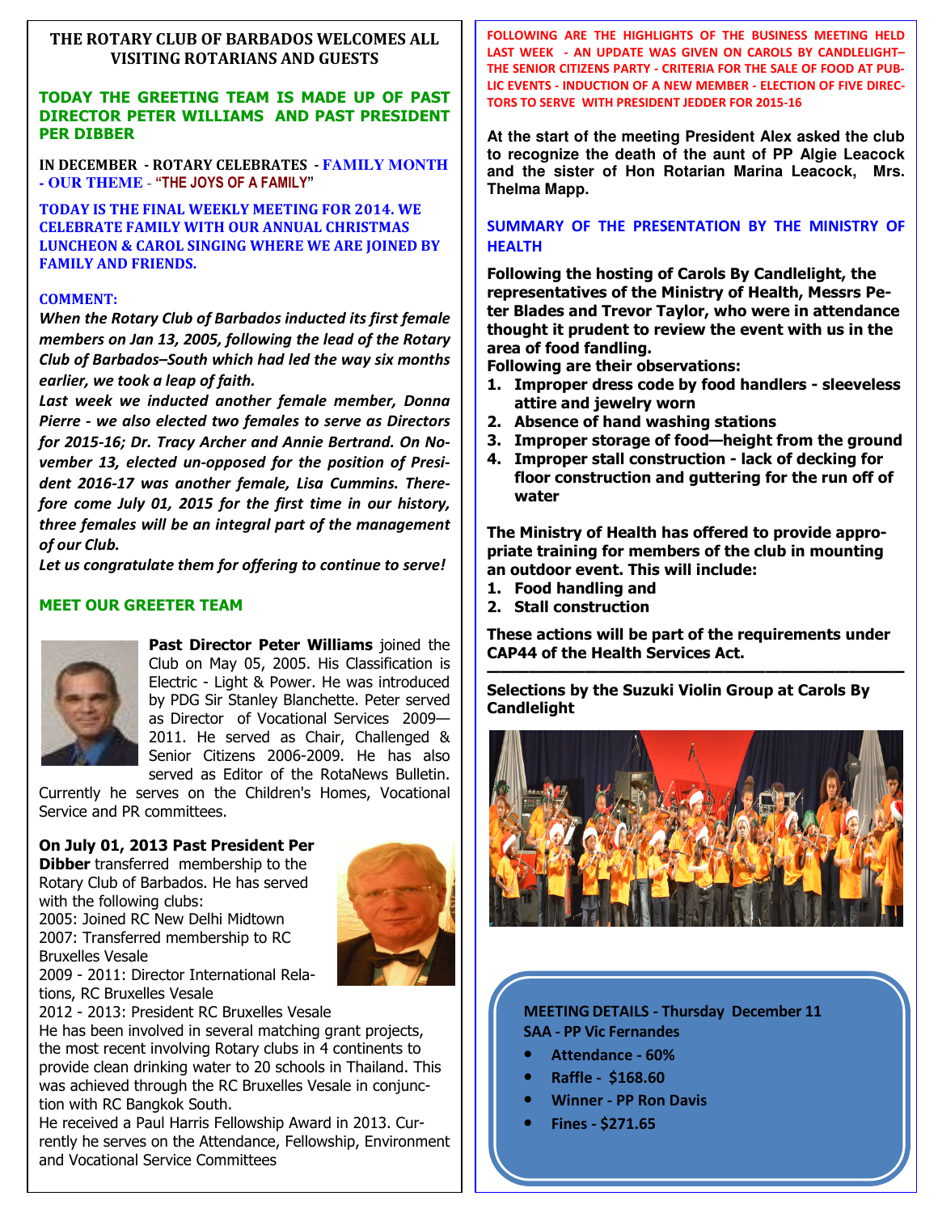### THE ROTARY CLUB OF BARBADOS WELCOMES ALL VISITING ROTARIANS AND GUESTS

**TODAY THE GREETING TEAM IS MADE UP OF PAST DIRECTOR PETER WILLIAMS AND PAST PRESIDENT PER DIBBER**

**IN DECEMBER - ROTARY CELEBRATES - FAMILY MONTH - OUR THEME - "THE JOYS OF A FAMILY"**

**TODAY IS THE FINAL WEEKLY MEETING FOR 2014. WE CELEBRATE FAMILY WITH OUR ANNUAL CHRISTMAS LUNCHEON & CAROL SINGING WHERE WE ARE JOINED BY FAMILY AND FRIENDS.**

**COMMENT:**

***When the Rotary Club of Barbados inducted its first female members on Jan 13, 2005, following the lead of the Rotary Club of Barbados–South which had led the way six months earlier, we took a leap of faith.***

***Last week we inducted another female member, Donna Pierre - we also elected two females to serve as Directors for 2015-16; Dr. Tracy Archer and Annie Bertrand. On November 13, elected un-opposed for the position of President 2016-17 was another female, Lisa Cummins. Therefore come July 01, 2015 for the first time in our history, three females will be an integral part of the management of our Club.***

***Let us congratulate them for offering to continue to serve!***

### MEET OUR GREETER TEAM

**Past Director Peter Williams** joined the Club on May 05, 2005. His Classification is Electric - Light & Power. He was introduced by PDG Sir Stanley Blanchette. Peter served as Director of Vocational Services 2009—2011. He served as Chair, Challenged & Senior Citizens 2006-2009. He has also served as Editor of the RotaNews Bulletin. Currently he serves on the Children's Homes, Vocational Service and PR committees.

**On July 01, 2013 Past President Per Dibber** transferred membership to the Rotary Club of Barbados. He has served with the following clubs:

2005: Joined RC New Delhi Midtown
2007: Transferred membership to RC Bruxelles Vesale
2009 - 2011: Director International Relations, RC Bruxelles Vesale
2012 - 2013: President RC Bruxelles Vesale

He has been involved in several matching grant projects, the most recent involving Rotary clubs in 4 continents to provide clean drinking water to 20 schools in Thailand. This was achieved through the RC Bruxelles Vesale in conjunction with RC Bangkok South.

He received a Paul Harris Fellowship Award in 2013. Currently he serves on the Attendance, Fellowship, Environment and Vocational Service Committees

**FOLLOWING ARE THE HIGHLIGHTS OF THE BUSINESS MEETING HELD LAST WEEK - AN UPDATE WAS GIVEN ON CAROLS BY CANDLELIGHT– THE SENIOR CITIZENS PARTY - CRITERIA FOR THE SALE OF FOOD AT PUBLIC EVENTS - INDUCTION OF A NEW MEMBER - ELECTION OF FIVE DIRECTORS TO SERVE WITH PRESIDENT JEDDER FOR 2015-16**

**At the start of the meeting President Alex asked the club to recognize the death of the aunt of PP Algie Leacock and the sister of Hon Rotarian Marina Leacock, Mrs. Thelma Mapp.**

### SUMMARY OF THE PRESENTATION BY THE MINISTRY OF HEALTH

**Following the hosting of Carols By Candlelight, the representatives of the Ministry of Health, Messrs Peter Blades and Trevor Taylor, who were in attendance thought it prudent to review the event with us in the area of food fandling.**

**Following are their observations:**

1. **Improper dress code by food handlers - sleeveless attire and jewelry worn**
2. **Absence of hand washing stations**
3. **Improper storage of food—height from the ground**
4. **Improper stall construction - lack of decking for floor construction and guttering for the run off of water**

**The Ministry of Health has offered to provide appropriate training for members of the club in mounting an outdoor event. This will include:**

1. **Food handling and**
2. **Stall construction**

**These actions will be part of the requirements under CAP44 of the Health Services Act.**

---

**Selections by the Suzuki Violin Group at Carols By Candlelight**

**MEETING DETAILS - Thursday December 11**
**SAA - PP Vic Fernandes**

- **Attendance - 60%**
- **Raffle - $168.60**
- **Winner - PP Ron Davis**
- **Fines - $271.65**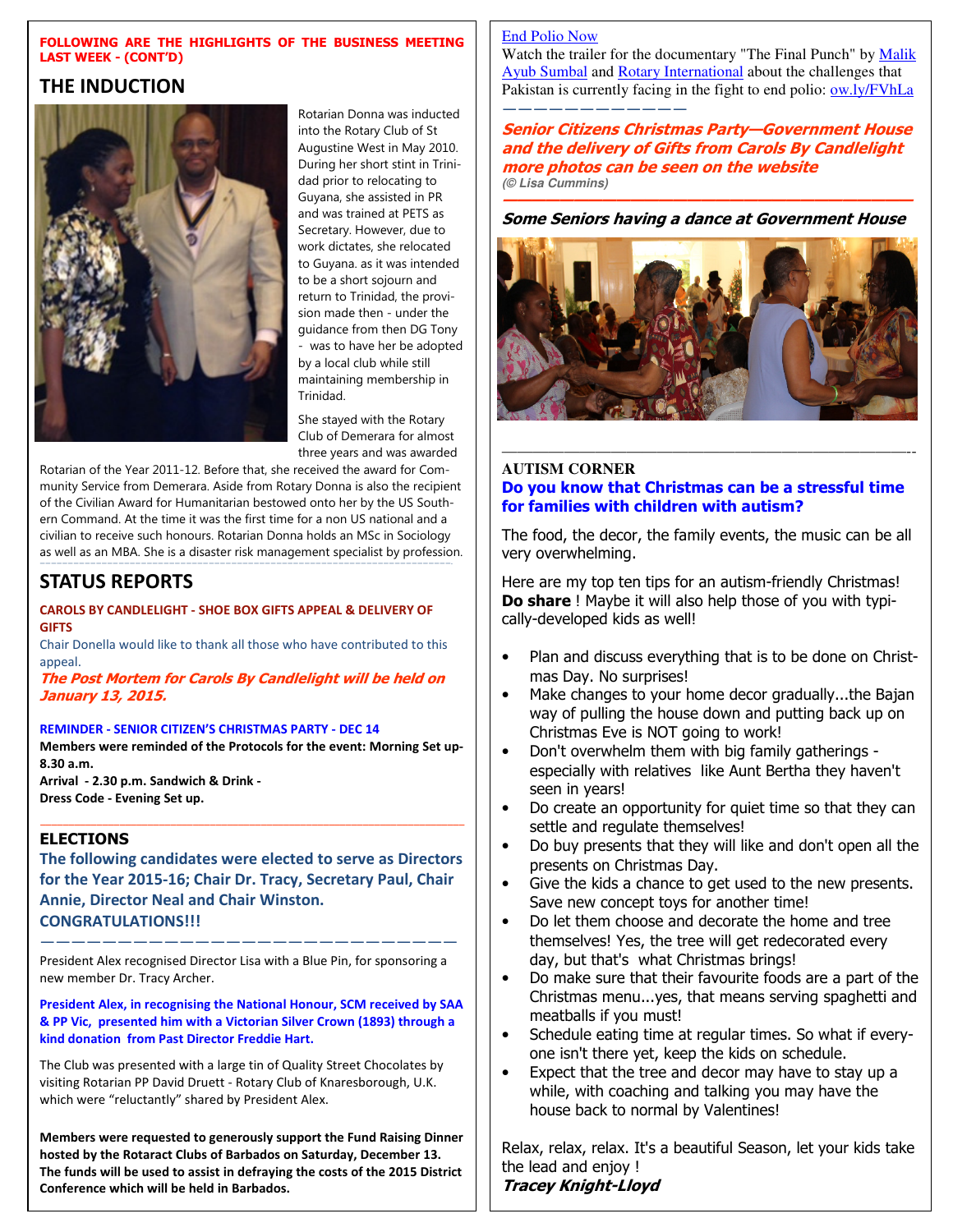**FOLLOWING ARE THE HIGHLIGHTS OF THE BUSINESS MEETING LAST WEEK - (CONT'D)**

## THE INDUCTION

Rotarian Donna was inducted into the Rotary Club of St Augustine West in May 2010. During her short stint in Trinidad prior to relocating to Guyana, she assisted in PR and was trained at PETS as Secretary. However, due to work dictates, she relocated to Guyana. as it was intended to be a short sojourn and return to Trinidad, the provision made then - under the guidance from then DG Tony - was to have her be adopted by a local club while still maintaining membership in Trinidad.

She stayed with the Rotary Club of Demerara for almost three years and was awarded Rotarian of the Year 2011-12. Before that, she received the award for Community Service from Demerara. Aside from Rotary Donna is also the recipient of the Civilian Award for Humanitarian bestowed onto her by the US Southern Command. At the time it was the first time for a non US national and a civilian to receive such honours. Rotarian Donna holds an MSc in Sociology as well as an MBA. She is a disaster risk management specialist by profession.

## STATUS REPORTS

**CAROLS BY CANDLELIGHT - SHOE BOX GIFTS APPEAL & DELIVERY OF GIFTS**

Chair Donella would like to thank all those who have contributed to this appeal.

***The Post Mortem for Carols By Candlelight will be held on January 13, 2015.***

**REMINDER - SENIOR CITIZEN'S CHRISTMAS PARTY - DEC 14**

**Members were reminded of the Protocols for the event: Morning Set up- 8.30 a.m.**
**Arrival - 2.30 p.m. Sandwich & Drink -**
**Dress Code - Evening Set up.**

## ELECTIONS

**The following candidates were elected to serve as Directors for the Year 2015-16; Chair Dr. Tracy, Secretary Paul, Chair Annie, Director Neal and Chair Winston. CONGRATULATIONS!!!**

————————————————————————————

President Alex recognised Director Lisa with a Blue Pin, for sponsoring a new member Dr. Tracy Archer.

**President Alex, in recognising the National Honour, SCM received by SAA & PP Vic, presented him with a Victorian Silver Crown (1893) through a kind donation from Past Director Freddie Hart.**

The Club was presented with a large tin of Quality Street Chocolates by visiting Rotarian PP David Druett - Rotary Club of Knaresborough, U.K. which were "reluctantly" shared by President Alex.

**Members were requested to generously support the Fund Raising Dinner hosted by the Rotaract Clubs of Barbados on Saturday, December 13. The funds will be used to assist in defraying the costs of the 2015 District Conference which will be held in Barbados.**

End Polio Now

Watch the trailer for the documentary "The Final Punch" by Malik Ayub Sumbal and Rotary International about the challenges that Pakistan is currently facing in the fight to end polio: ow.ly/FVhLa

————————————

***Senior Citizens Christmas Party—Government House and the delivery of Gifts from Carols By Candlelight more photos can be seen on the website***
***(© Lisa Cummins)***

***Some Seniors having a dance at Government House***

**AUTISM CORNER**

**Do you know that Christmas can be a stressful time for families with children with autism?**

The food, the decor, the family events, the music can be all very overwhelming.

Here are my top ten tips for an autism-friendly Christmas! **Do share** ! Maybe it will also help those of you with typically-developed kids as well!

- Plan and discuss everything that is to be done on Christmas Day. No surprises!
- Make changes to your home decor gradually...the Bajan way of pulling the house down and putting back up on Christmas Eve is NOT going to work!
- Don't overwhelm them with big family gatherings - especially with relatives like Aunt Bertha they haven't seen in years!
- Do create an opportunity for quiet time so that they can settle and regulate themselves!
- Do buy presents that they will like and don't open all the presents on Christmas Day.
- Give the kids a chance to get used to the new presents. Save new concept toys for another time!
- Do let them choose and decorate the home and tree themselves! Yes, the tree will get redecorated every day, but that's what Christmas brings!
- Do make sure that their favourite foods are a part of the Christmas menu...yes, that means serving spaghetti and meatballs if you must!
- Schedule eating time at regular times. So what if everyone isn't there yet, keep the kids on schedule.
- Expect that the tree and decor may have to stay up a while, with coaching and talking you may have the house back to normal by Valentines!

Relax, relax, relax. It's a beautiful Season, let your kids take the lead and enjoy !

***Tracey Knight-Lloyd***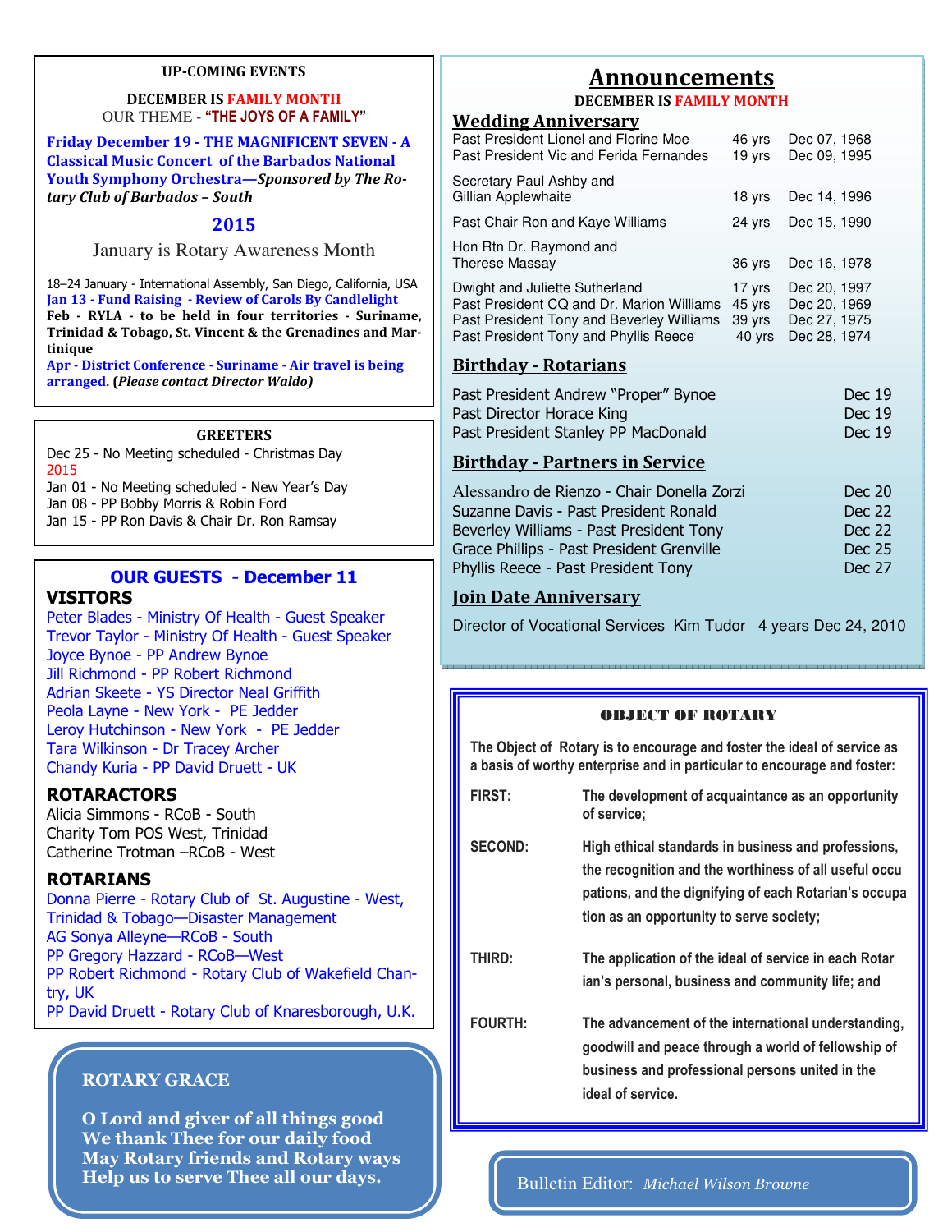## UP-COMING EVENTS

**DECEMBER IS FAMILY MONTH**

OUR THEME - **"THE JOYS OF A FAMILY"**

**Friday December 19 - THE MAGNIFICENT SEVEN - A Classical Music Concert of the Barbados National Youth Symphony Orchestra—*Sponsored by The Rotary Club of Barbados – South***

### 2015

January is Rotary Awareness Month

18–24 January - International Assembly, San Diego, California, USA

**Jan 13 - Fund Raising - Review of Carols By Candlelight**

**Feb - RYLA - to be held in four territories - Suriname, Trinidad & Tobago, St. Vincent & the Grenadines and Martinique**

**Apr - District Conference - Suriname - Air travel is being arranged. (*Please contact Director Waldo)***

## GREETERS

Dec 25 - No Meeting scheduled - Christmas Day

2015

Jan 01 - No Meeting scheduled - New Year's Day

Jan 08 - PP Bobby Morris & Robin Ford

Jan 15 - PP Ron Davis & Chair Dr. Ron Ramsay

## OUR GUESTS - December 11

### VISITORS

Peter Blades - Ministry Of Health - Guest Speaker
Trevor Taylor - Ministry Of Health - Guest Speaker
Joyce Bynoe - PP Andrew Bynoe
Jill Richmond - PP Robert Richmond
Adrian Skeete - YS Director Neal Griffith
Peola Layne - New York - PE Jedder
Leroy Hutchinson - New York - PE Jedder
Tara Wilkinson - Dr Tracey Archer
Chandy Kuria - PP David Druett - UK

### ROTARACTORS

Alicia Simmons - RCoB - South
Charity Tom POS West, Trinidad
Catherine Trotman –RCoB - West

### ROTARIANS

Donna Pierre - Rotary Club of St. Augustine - West, Trinidad & Tobago—Disaster Management
AG Sonya Alleyne—RCoB - South
PP Gregory Hazzard - RCoB—West
PP Robert Richmond - Rotary Club of Wakefield Chantry, UK
PP David Druett - Rotary Club of Knaresborough, U.K.

## ROTARY GRACE

**O Lord and giver of all things good
We thank Thee for our daily food
May Rotary friends and Rotary ways
Help us to serve Thee all our days.**

# Announcements

**DECEMBER IS FAMILY MONTH**

## Wedding Anniversary

| | | |
|---|---|---|
| Past President Lionel and Florine Moe | 46 yrs | Dec 07, 1968 |
| Past President Vic and Ferida Fernandes | 19 yrs | Dec 09, 1995 |
| Secretary Paul Ashby and Gillian Applewhaite | 18 yrs | Dec 14, 1996 |
| Past Chair Ron and Kaye Williams | 24 yrs | Dec 15, 1990 |
| Hon Rtn Dr. Raymond and Therese Massay | 36 yrs | Dec 16, 1978 |
| Dwight and Juliette Sutherland | 17 yrs | Dec 20, 1997 |
| Past President CQ and Dr. Marion Williams | 45 yrs | Dec 20, 1969 |
| Past President Tony and Beverley Williams | 39 yrs | Dec 27, 1975 |
| Past President Tony and Phyllis Reece | 40 yrs | Dec 28, 1974 |

## Birthday - Rotarians

| | |
|---|---|
| Past President Andrew "Proper" Bynoe | Dec 19 |
| Past Director Horace King | Dec 19 |
| Past President Stanley PP MacDonald | Dec 19 |

## Birthday - Partners in Service

| | |
|---|---|
| Alessandro de Rienzo - Chair Donella Zorzi | Dec 20 |
| Suzanne Davis - Past President Ronald | Dec 22 |
| Beverley Williams - Past President Tony | Dec 22 |
| Grace Phillips - Past President Grenville | Dec 25 |
| Phyllis Reece - Past President Tony | Dec 27 |

## Join Date Anniversary

Director of Vocational Services Kim Tudor 4 years Dec 24, 2010

## OBJECT OF ROTARY

**The Object of Rotary is to encourage and foster the ideal of service as a basis of worthy enterprise and in particular to encourage and foster:**

**FIRST:** The development of acquaintance as an opportunity of service;

**SECOND:** High ethical standards in business and professions, the recognition and the worthiness of all useful occupations, and the dignifying of each Rotarian's occupation as an opportunity to serve society;

**THIRD:** The application of the ideal of service in each Rotarian's personal, business and community life; and

**FOURTH:** The advancement of the international understanding, goodwill and peace through a world of fellowship of business and professional persons united in the ideal of service.

Bulletin Editor: *Michael Wilson Browne*